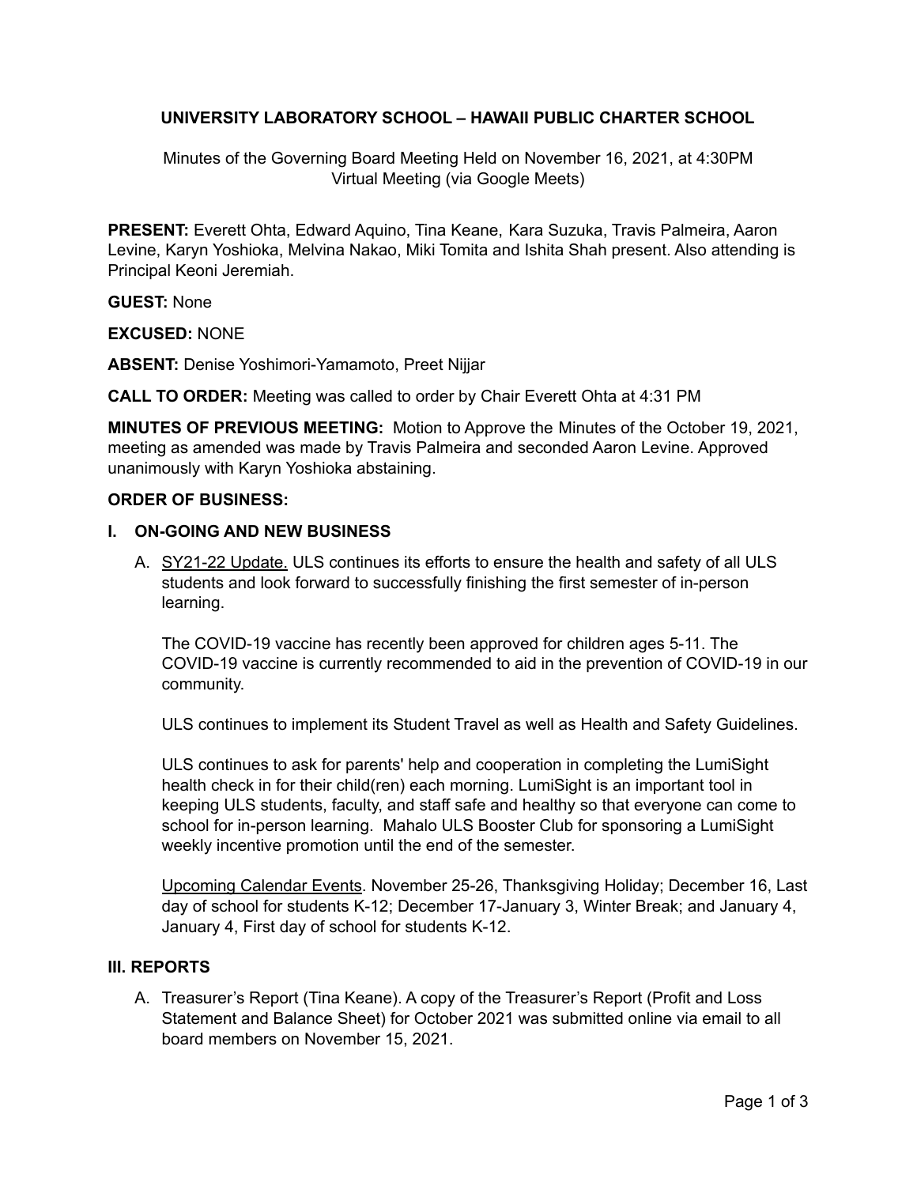**UNIVERSITY LABORATORY SCHOOL – HAWAII PUBLIC CHARTER SCHOOL**

Minutes of the Governing Board Meeting Held on November 16, 2021, at 4:30PM
Virtual Meeting (via Google Meets)

**PRESENT:** Everett Ohta, Edward Aquino, Tina Keane, Kara Suzuka, Travis Palmeira, Aaron Levine, Karyn Yoshioka, Melvina Nakao, Miki Tomita and Ishita Shah present. Also attending is Principal Keoni Jeremiah.

**GUEST:** None

**EXCUSED:** NONE

**ABSENT:** Denise Yoshimori-Yamamoto, Preet Nijjar

**CALL TO ORDER:** Meeting was called to order by Chair Everett Ohta at 4:31 PM

**MINUTES OF PREVIOUS MEETING:** Motion to Approve the Minutes of the October 19, 2021, meeting as amended was made by Travis Palmeira and seconded Aaron Levine. Approved unanimously with Karyn Yoshioka abstaining.

**ORDER OF BUSINESS:**

**I. ON-GOING AND NEW BUSINESS**

A. SY21-22 Update. ULS continues its efforts to ensure the health and safety of all ULS students and look forward to successfully finishing the first semester of in-person learning.

The COVID-19 vaccine has recently been approved for children ages 5-11. The COVID-19 vaccine is currently recommended to aid in the prevention of COVID-19 in our community.

ULS continues to implement its Student Travel as well as Health and Safety Guidelines.

ULS continues to ask for parents' help and cooperation in completing the LumiSight health check in for their child(ren) each morning. LumiSight is an important tool in keeping ULS students, faculty, and staff safe and healthy so that everyone can come to school for in-person learning. Mahalo ULS Booster Club for sponsoring a LumiSight weekly incentive promotion until the end of the semester.

Upcoming Calendar Events. November 25-26, Thanksgiving Holiday; December 16, Last day of school for students K-12; December 17-January 3, Winter Break; and January 4, January 4, First day of school for students K-12.

**III. REPORTS**

A. Treasurer's Report (Tina Keane). A copy of the Treasurer's Report (Profit and Loss Statement and Balance Sheet) for October 2021 was submitted online via email to all board members on November 15, 2021.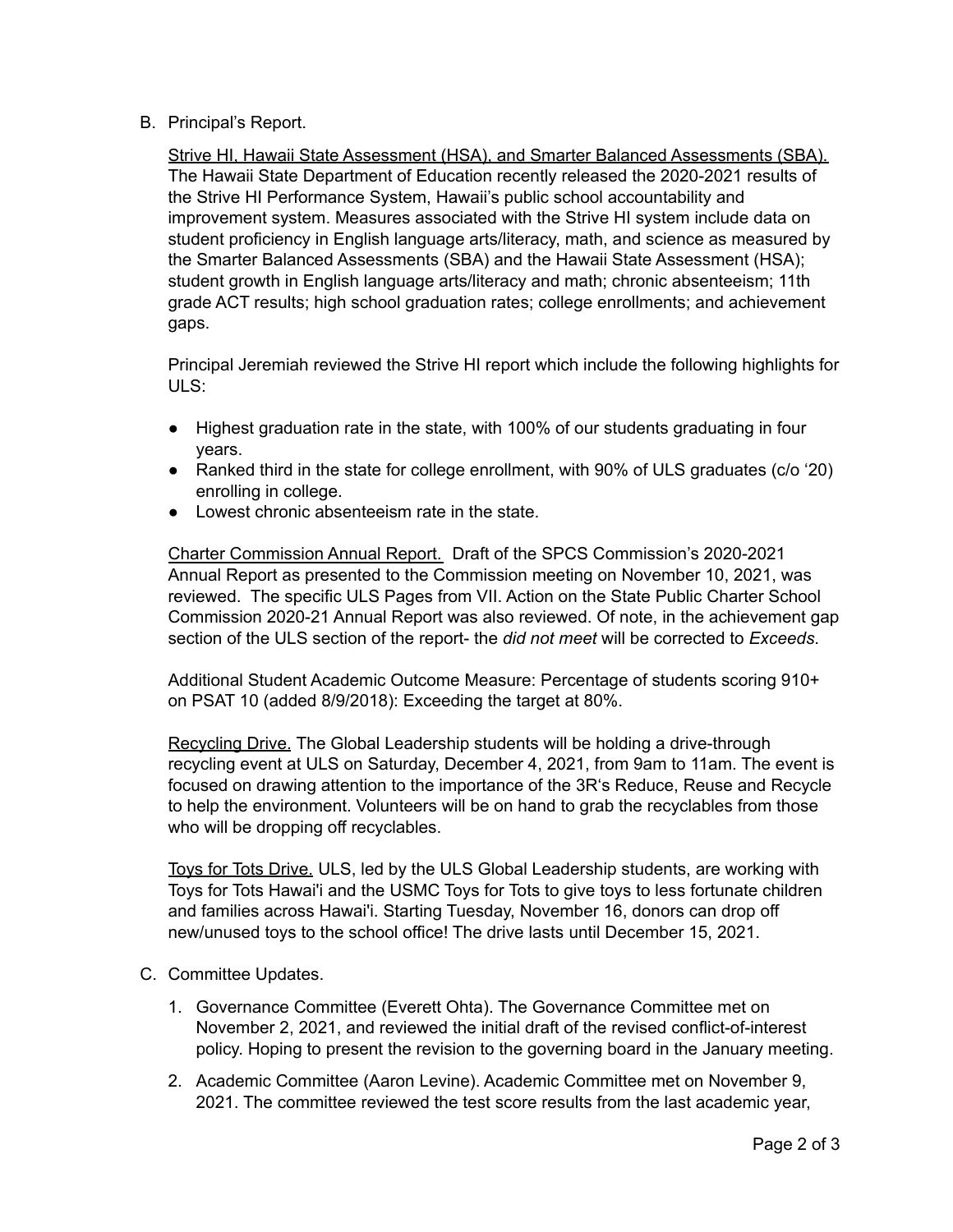B. Principal's Report.

Strive HI, Hawaii State Assessment (HSA), and Smarter Balanced Assessments (SBA). The Hawaii State Department of Education recently released the 2020-2021 results of the Strive HI Performance System, Hawaii's public school accountability and improvement system. Measures associated with the Strive HI system include data on student proficiency in English language arts/literacy, math, and science as measured by the Smarter Balanced Assessments (SBA) and the Hawaii State Assessment (HSA); student growth in English language arts/literacy and math; chronic absenteeism; 11th grade ACT results; high school graduation rates; college enrollments; and achievement gaps.

Principal Jeremiah reviewed the Strive HI report which include the following highlights for ULS:

- Highest graduation rate in the state, with 100% of our students graduating in four years.
- Ranked third in the state for college enrollment, with 90% of ULS graduates (c/o '20) enrolling in college.
- Lowest chronic absenteeism rate in the state.

Charter Commission Annual Report. Draft of the SPCS Commission's 2020-2021 Annual Report as presented to the Commission meeting on November 10, 2021, was reviewed. The specific ULS Pages from VII. Action on the State Public Charter School Commission 2020-21 Annual Report was also reviewed. Of note, in the achievement gap section of the ULS section of the report- the *did not meet* will be corrected to *Exceeds*.

Additional Student Academic Outcome Measure: Percentage of students scoring 910+ on PSAT 10 (added 8/9/2018): Exceeding the target at 80%.

Recycling Drive. The Global Leadership students will be holding a drive-through recycling event at ULS on Saturday, December 4, 2021, from 9am to 11am. The event is focused on drawing attention to the importance of the 3R's Reduce, Reuse and Recycle to help the environment. Volunteers will be on hand to grab the recyclables from those who will be dropping off recyclables.

Toys for Tots Drive. ULS, led by the ULS Global Leadership students, are working with Toys for Tots Hawai'i and the USMC Toys for Tots to give toys to less fortunate children and families across Hawai'i. Starting Tuesday, November 16, donors can drop off new/unused toys to the school office! The drive lasts until December 15, 2021.

C. Committee Updates.

1. Governance Committee (Everett Ohta). The Governance Committee met on November 2, 2021, and reviewed the initial draft of the revised conflict-of-interest policy. Hoping to present the revision to the governing board in the January meeting.
2. Academic Committee (Aaron Levine). Academic Committee met on November 9, 2021. The committee reviewed the test score results from the last academic year,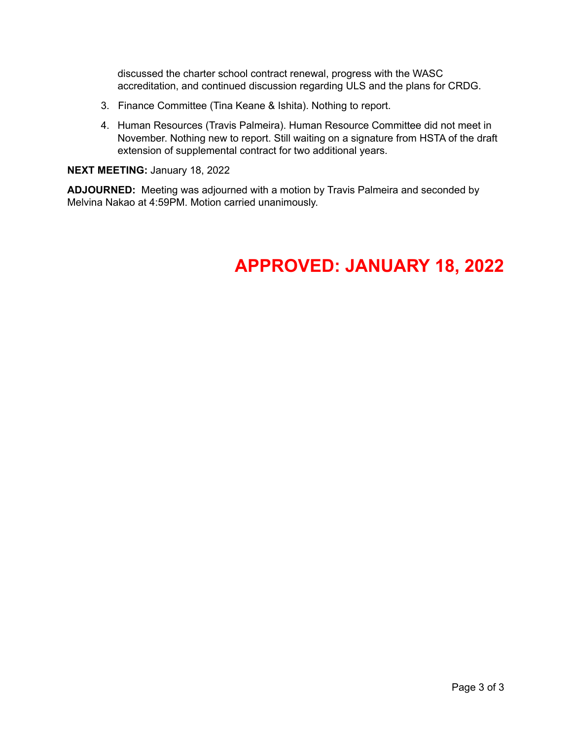discussed the charter school contract renewal, progress with the WASC accreditation, and continued discussion regarding ULS and the plans for CRDG.

3. Finance Committee (Tina Keane & Ishita). Nothing to report.
4. Human Resources (Travis Palmeira). Human Resource Committee did not meet in November. Nothing new to report. Still waiting on a signature from HSTA of the draft extension of supplemental contract for two additional years.

**NEXT MEETING:** January 18, 2022

**ADJOURNED:** Meeting was adjourned with a motion by Travis Palmeira and seconded by Melvina Nakao at 4:59PM. Motion carried unanimously.

**APPROVED: JANUARY 18, 2022**